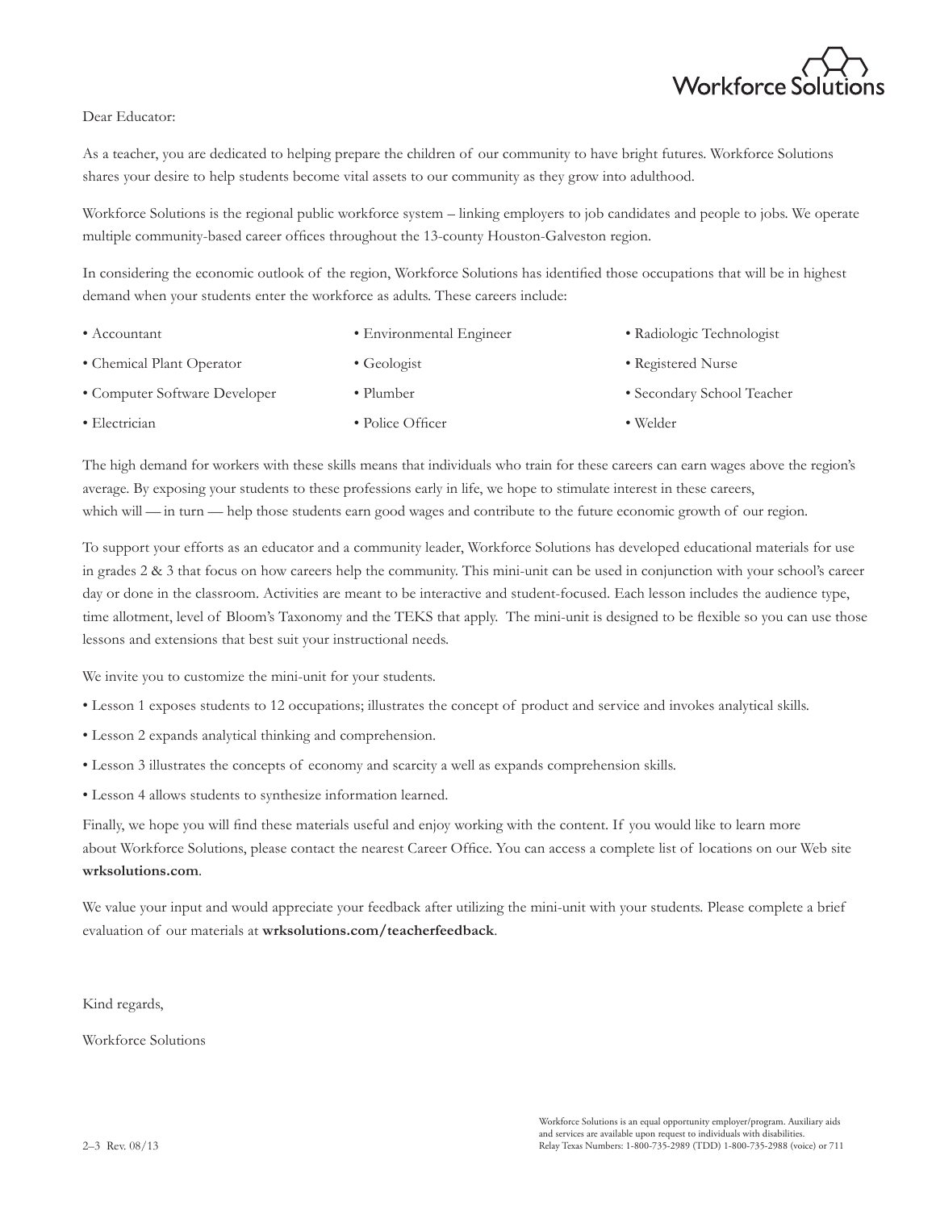Workforce Solutions

Dear Educator:

As a teacher, you are dedicated to helping prepare the children of our community to have bright futures. Workforce Solutions shares your desire to help students become vital assets to our community as they grow into adulthood.

Workforce Solutions is the regional public workforce system – linking employers to job candidates and people to jobs. We operate multiple community-based career offices throughout the 13-county Houston-Galveston region.

In considering the economic outlook of the region, Workforce Solutions has identified those occupations that will be in highest demand when your students enter the workforce as adults. These careers include:

- Accountant
- Chemical Plant Operator
- Computer Software Developer
- Electrician
- Environmental Engineer
- Geologist
- Plumber
- Police Officer
- Radiologic Technologist
- Registered Nurse
- Secondary School Teacher
- Welder

The high demand for workers with these skills means that individuals who train for these careers can earn wages above the region's average. By exposing your students to these professions early in life, we hope to stimulate interest in these careers, which will — in turn — help those students earn good wages and contribute to the future economic growth of our region.

To support your efforts as an educator and a community leader, Workforce Solutions has developed educational materials for use in grades 2 & 3 that focus on how careers help the community. This mini-unit can be used in conjunction with your school's career day or done in the classroom. Activities are meant to be interactive and student-focused. Each lesson includes the audience type, time allotment, level of Bloom's Taxonomy and the TEKS that apply. The mini-unit is designed to be flexible so you can use those lessons and extensions that best suit your instructional needs.

We invite you to customize the mini-unit for your students.

- Lesson 1 exposes students to 12 occupations; illustrates the concept of product and service and invokes analytical skills.
- Lesson 2 expands analytical thinking and comprehension.
- Lesson 3 illustrates the concepts of economy and scarcity a well as expands comprehension skills.
- Lesson 4 allows students to synthesize information learned.

Finally, we hope you will find these materials useful and enjoy working with the content. If you would like to learn more about Workforce Solutions, please contact the nearest Career Office. You can access a complete list of locations on our Web site **wrksolutions.com**.

We value your input and would appreciate your feedback after utilizing the mini-unit with your students. Please complete a brief evaluation of our materials at **wrksolutions.com/teacherfeedback**.

Kind regards,

Workforce Solutions

2–3 Rev. 08/13

Workforce Solutions is an equal opportunity employer/program. Auxiliary aids and services are available upon request to individuals with disabilities. Relay Texas Numbers: 1-800-735-2989 (TDD) 1-800-735-2988 (voice) or 711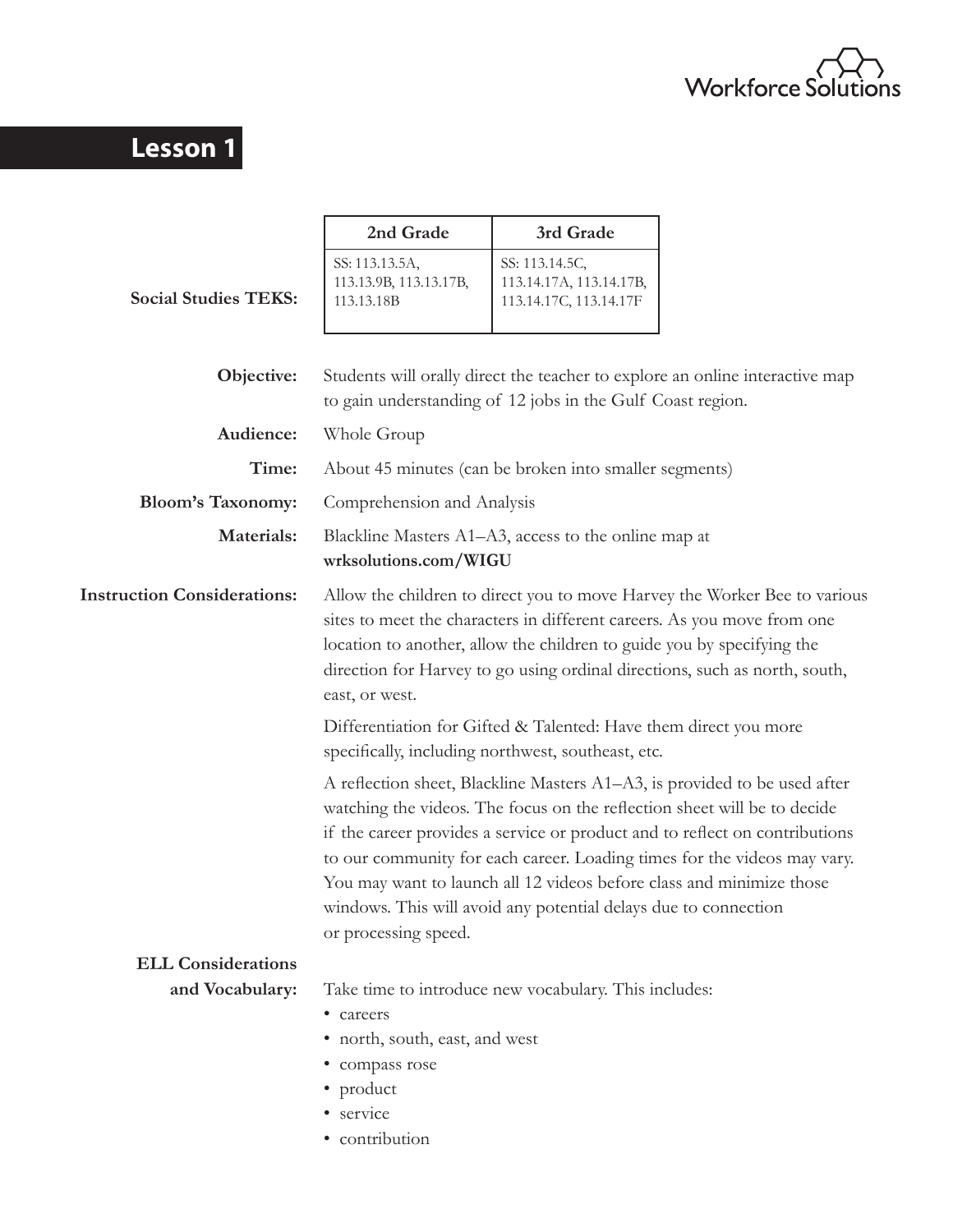# Lesson 1

**Social Studies TEKS:**

| 2nd Grade | 3rd Grade |
|---|---|
| SS: 113.13.5A, 113.13.9B, 113.13.17B, 113.13.18B | SS: 113.14.5C, 113.14.17A, 113.14.17B, 113.14.17C, 113.14.17F |

**Objective:** Students will orally direct the teacher to explore an online interactive map to gain understanding of 12 jobs in the Gulf Coast region.

**Audience:** Whole Group

**Time:** About 45 minutes (can be broken into smaller segments)

**Bloom's Taxonomy:** Comprehension and Analysis

**Materials:** Blackline Masters A1–A3, access to the online map at **wrksolutions.com/WIGU**

**Instruction Considerations:** Allow the children to direct you to move Harvey the Worker Bee to various sites to meet the characters in different careers. As you move from one location to another, allow the children to guide you by specifying the direction for Harvey to go using ordinal directions, such as north, south, east, or west.

Differentiation for Gifted & Talented: Have them direct you more specifically, including northwest, southeast, etc.

A reflection sheet, Blackline Masters A1–A3, is provided to be used after watching the videos. The focus on the reflection sheet will be to decide if the career provides a service or product and to reflect on contributions to our community for each career. Loading times for the videos may vary. You may want to launch all 12 videos before class and minimize those windows. This will avoid any potential delays due to connection or processing speed.

**ELL Considerations and Vocabulary:** Take time to introduce new vocabulary. This includes:

- careers
- north, south, east, and west
- compass rose
- product
- service
- contribution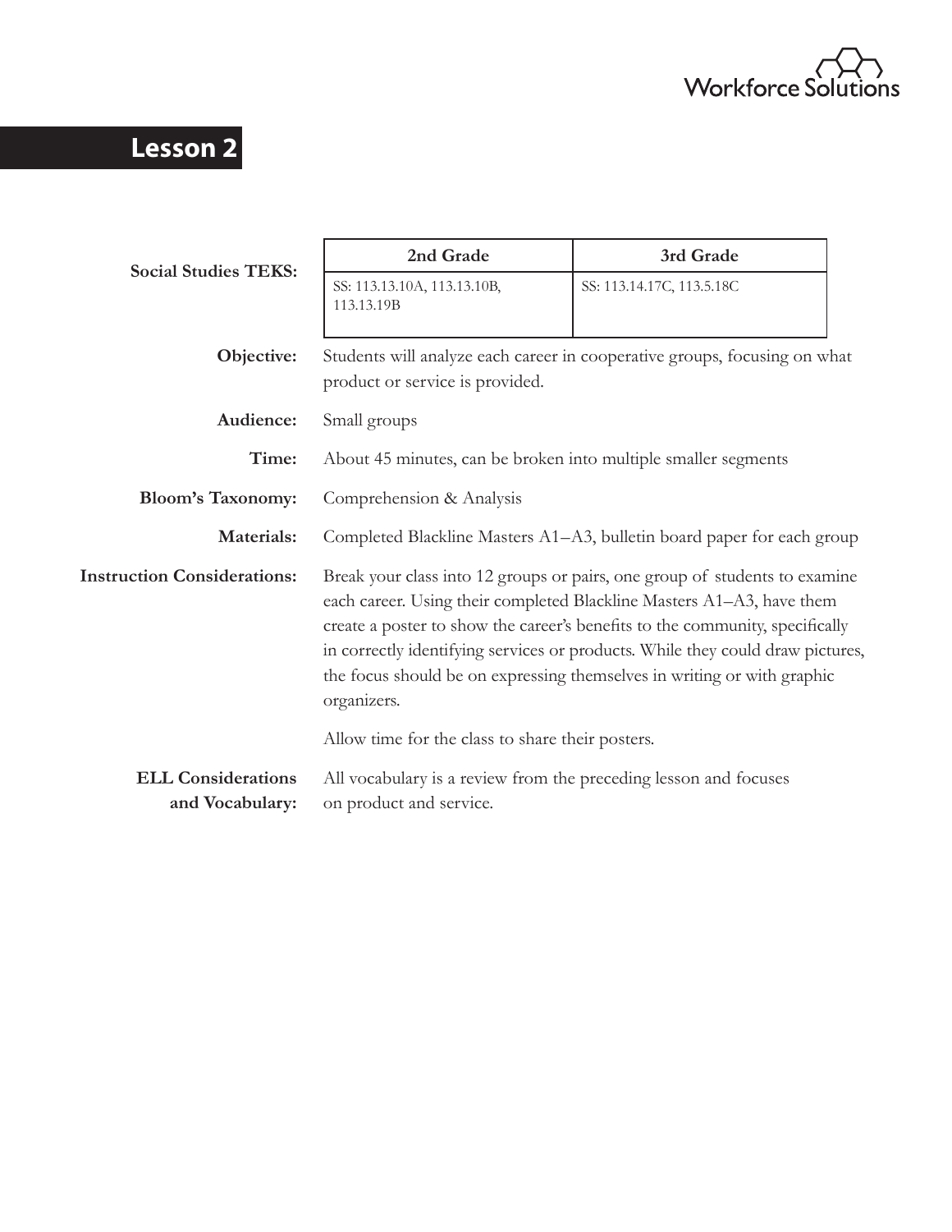# Lesson 2

**Social Studies TEKS:**

| 2nd Grade | 3rd Grade |
| --- | --- |
| SS: 113.13.10A, 113.13.10B, 113.13.19B | SS: 113.14.17C, 113.5.18C |

**Objective:** Students will analyze each career in cooperative groups, focusing on what product or service is provided.

**Audience:** Small groups

**Time:** About 45 minutes, can be broken into multiple smaller segments

**Bloom's Taxonomy:** Comprehension & Analysis

**Materials:** Completed Blackline Masters A1–A3, bulletin board paper for each group

**Instruction Considerations:** Break your class into 12 groups or pairs, one group of students to examine each career. Using their completed Blackline Masters A1–A3, have them create a poster to show the career's benefits to the community, specifically in correctly identifying services or products. While they could draw pictures, the focus should be on expressing themselves in writing or with graphic organizers.

Allow time for the class to share their posters.

**ELL Considerations and Vocabulary:** All vocabulary is a review from the preceding lesson and focuses on product and service.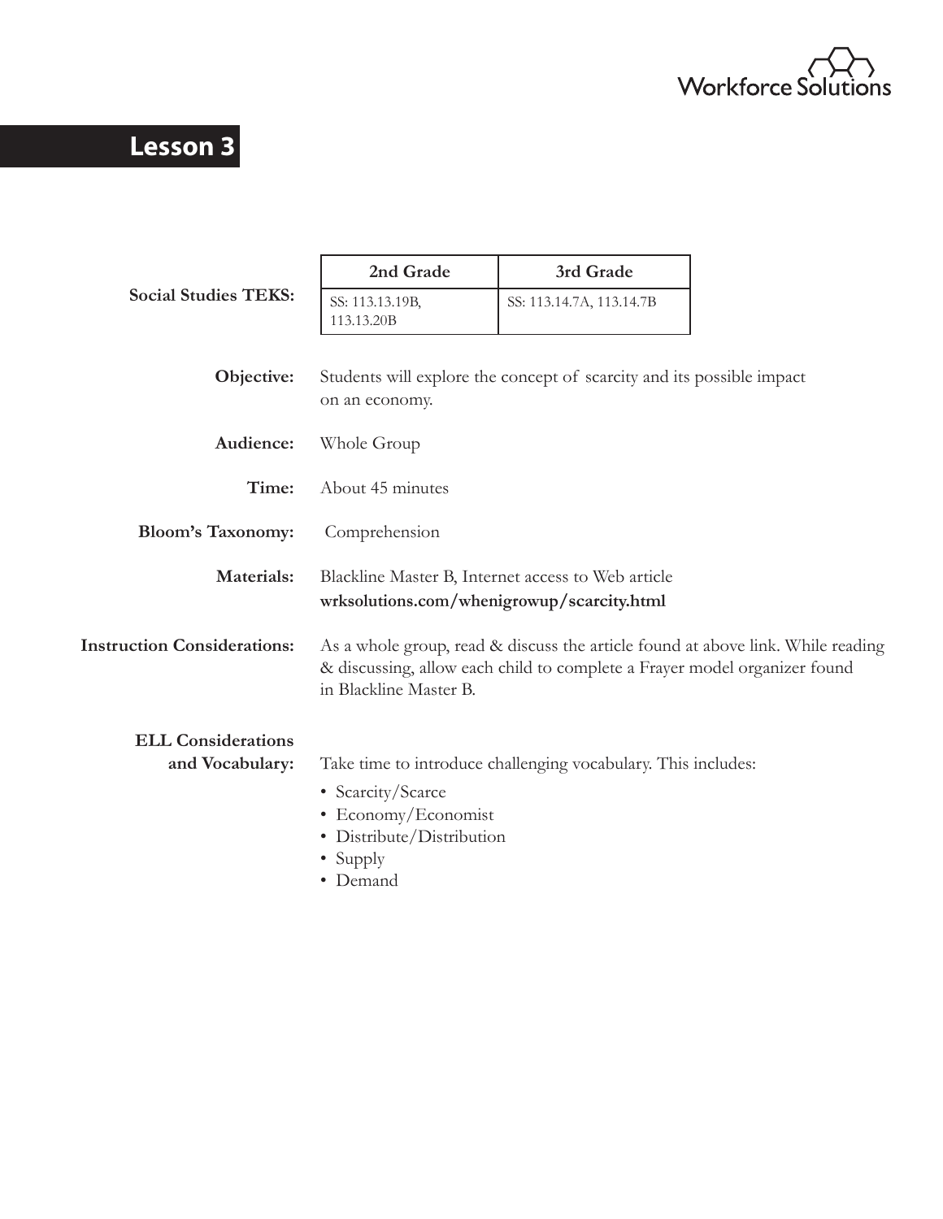# Lesson 3

**Social Studies TEKS:**

| 2nd Grade | 3rd Grade |
|---|---|
| SS: 113.13.19B, 113.13.20B | SS: 113.14.7A, 113.14.7B |

**Objective:** Students will explore the concept of scarcity and its possible impact on an economy.

**Audience:** Whole Group

**Time:** About 45 minutes

**Bloom's Taxonomy:** Comprehension

**Materials:** Blackline Master B, Internet access to Web article **wrksolutions.com/whenigrowup/scarcity.html**

**Instruction Considerations:** As a whole group, read & discuss the article found at above link. While reading & discussing, allow each child to complete a Frayer model organizer found in Blackline Master B.

**ELL Considerations and Vocabulary:** Take time to introduce challenging vocabulary. This includes:

- Scarcity/Scarce
- Economy/Economist
- Distribute/Distribution
- Supply
- Demand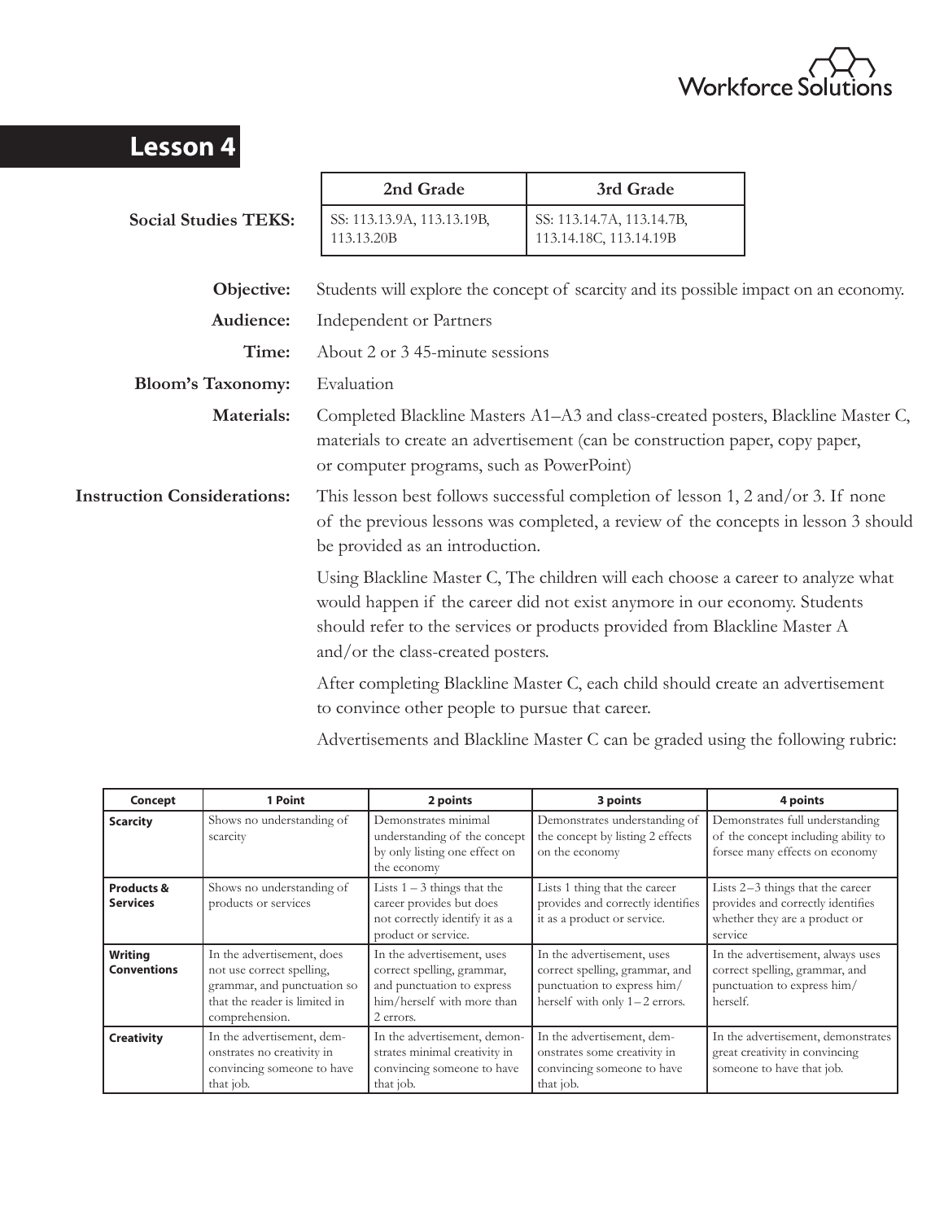# Lesson 4

| Social Studies TEKS: | 2nd Grade | 3rd Grade |
|---|---|---|
| | SS: 113.13.9A, 113.13.19B, 113.13.20B | SS: 113.14.7A, 113.14.7B, 113.14.18C, 113.14.19B |

**Objective:** Students will explore the concept of scarcity and its possible impact on an economy.

**Audience:** Independent or Partners

**Time:** About 2 or 3 45-minute sessions

**Bloom's Taxonomy:** Evaluation

**Materials:** Completed Blackline Masters A1–A3 and class-created posters, Blackline Master C, materials to create an advertisement (can be construction paper, copy paper, or computer programs, such as PowerPoint)

**Instruction Considerations:** This lesson best follows successful completion of lesson 1, 2 and/or 3. If none of the previous lessons was completed, a review of the concepts in lesson 3 should be provided as an introduction.

Using Blackline Master C, The children will each choose a career to analyze what would happen if the career did not exist anymore in our economy. Students should refer to the services or products provided from Blackline Master A and/or the class-created posters.

After completing Blackline Master C, each child should create an advertisement to convince other people to pursue that career.

Advertisements and Blackline Master C can be graded using the following rubric:

| Concept | 1 Point | 2 points | 3 points | 4 points |
|---|---|---|---|---|
| **Scarcity** | Shows no understanding of scarcity | Demonstrates minimal understanding of the concept by only listing one effect on the economy | Demonstrates understanding of the concept by listing 2 effects on the economy | Demonstrates full understanding of the concept including ability to forsee many effects on economy |
| **Products & Services** | Shows no understanding of products or services | Lists 1 – 3 things that the career provides but does not correctly identify it as a product or service. | Lists 1 thing that the career provides and correctly identifies it as a product or service. | Lists 2–3 things that the career provides and correctly identifies whether they are a product or service |
| **Writing Conventions** | In the advertisement, does not use correct spelling, grammar, and punctuation so that the reader is limited in comprehension. | In the advertisement, uses correct spelling, grammar, and punctuation to express him/herself with more than 2 errors. | In the advertisement, uses correct spelling, grammar, and punctuation to express him/herself with only 1– 2 errors. | In the advertisement, always uses correct spelling, grammar, and punctuation to express him/herself. |
| **Creativity** | In the advertisement, demonstrates no creativity in convincing someone to have that job. | In the advertisement, demonstrates minimal creativity in convincing someone to have that job. | In the advertisement, demonstrates some creativity in convincing someone to have that job. | In the advertisement, demonstrates great creativity in convincing someone to have that job. |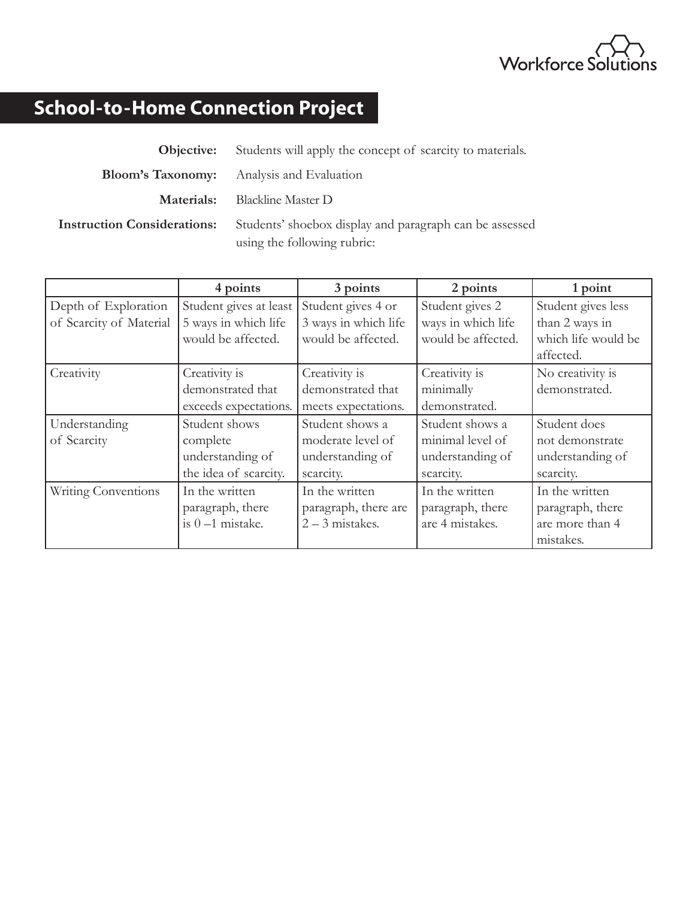## School-to-Home Connection Project

**Objective:** Students will apply the concept of scarcity to materials.

**Bloom's Taxonomy:** Analysis and Evaluation

**Materials:** Blackline Master D

**Instruction Considerations:** Students' shoebox display and paragraph can be assessed using the following rubric:

| | 4 points | 3 points | 2 points | 1 point |
|---|---|---|---|---|
| Depth of Exploration of Scarcity of Material | Student gives at least 5 ways in which life would be affected. | Student gives 4 or 3 ways in which life would be affected. | Student gives 2 ways in which life would be affected. | Student gives less than 2 ways in which life would be affected. |
| Creativity | Creativity is demonstrated that exceeds expectations. | Creativity is demonstrated that meets expectations. | Creativity is minimally demonstrated. | No creativity is demonstrated. |
| Understanding of Scarcity | Student shows complete understanding of the idea of scarcity. | Student shows a moderate level of understanding of scarcity. | Student shows a minimal level of understanding of scarcity. | Student does not demonstrate understanding of scarcity. |
| Writing Conventions | In the written paragraph, there is 0 –1 mistake. | In the written paragraph, there are 2 – 3 mistakes. | In the written paragraph, there are 4 mistakes. | In the written paragraph, there are more than 4 mistakes. |